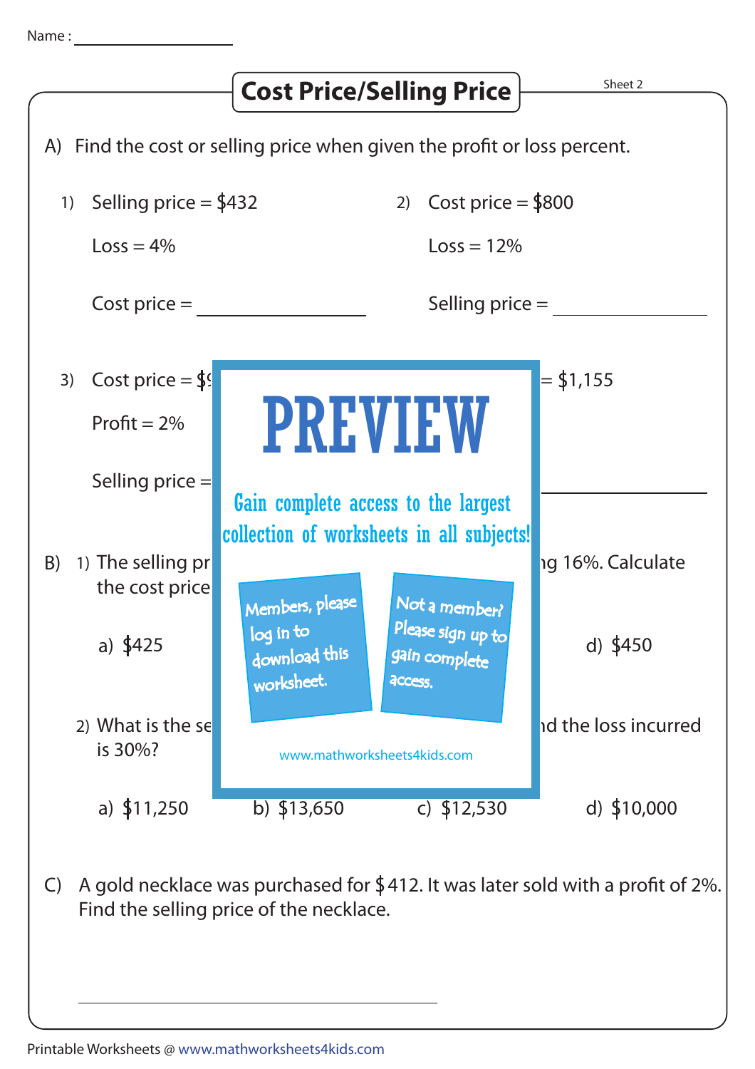Name : ____________

# Cost Price/Selling Price

Sheet 2

A) Find the cost or selling price when given the profit or loss percent.

1) Selling price = $432

Loss = 4%

Cost price = ____________

2) Cost price = $800

Loss = 12%

Selling price = ____________

3) Cost price = $9

Profit = 2%

Selling price =

= $1,155

____________

PREVIEW

Gain complete access to the largest collection of worksheets in all subjects!

Members, please log in to download this worksheet.

Not a member? Please sign up to gain complete access.

www.mathworksheets4kids.com

B) 1) The selling pr ... ng 16%. Calculate the cost price

a) $425

d) $450

2) What is the se ... nd the loss incurred is 30%?

a) $11,250 b) $13,650 c) $12,530 d) $10,000

C) A gold necklace was purchased for $412. It was later sold with a profit of 2%. Find the selling price of the necklace.

____________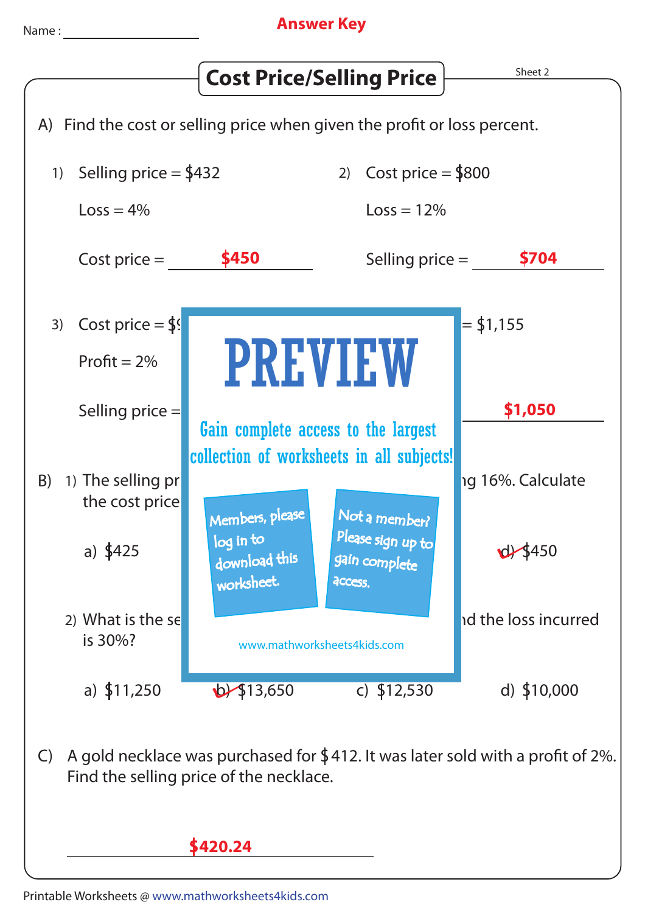Name : ____________

**Answer Key**

# Cost Price/Selling Price

Sheet 2

A) Find the cost or selling price when given the profit or loss percent.

1) Selling price = $432

Loss = 4%

Cost price = **$450**

2) Cost price = $800

Loss = 12%

Selling price = **$704**

3) Cost price = $9

Profit = 2%

Selling price =

= $1,155

**$1,050**

PREVIEW

Gain complete access to the largest collection of worksheets in all subjects!

Members, please log in to download this worksheet.

Not a member? Please sign up to gain complete access.

www.mathworksheets4kids.com

B) 1) The selling pr ... ng 16%. Calculate the cost price

a) $425

d) $450 ✓

2) What is the se ... nd the loss incurred is 30%?

a) $11,250

b) $13,650 ✓

c) $12,530

d) $10,000

C) A gold necklace was purchased for $412. It was later sold with a profit of 2%. Find the selling price of the necklace.

**$420.24**

Printable Worksheets @ www.mathworksheets4kids.com